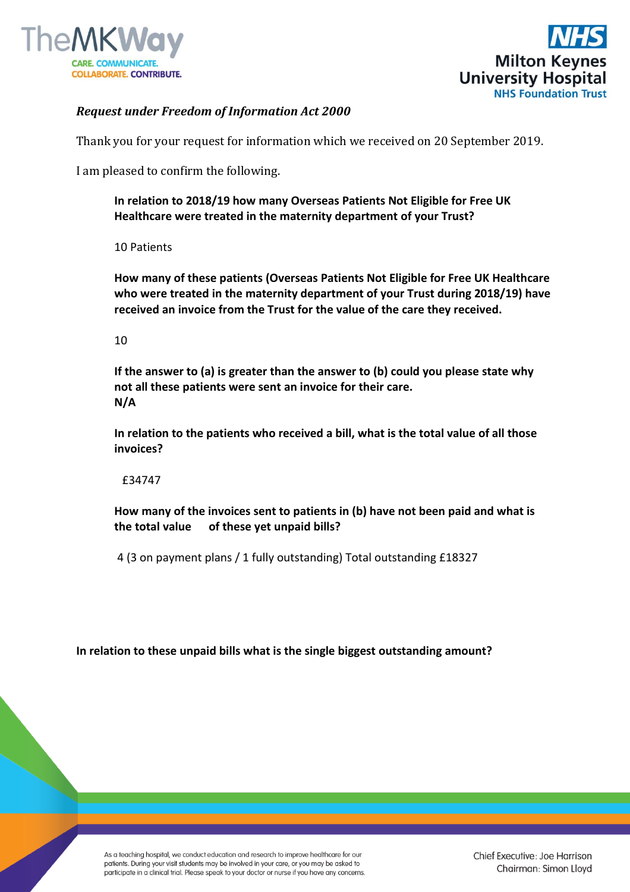*Request under Freedom of Information Act 2000*

Thank you for your request for information which we received on 20 September 2019.

I am pleased to confirm the following.

**In relation to 2018/19 how many Overseas Patients Not Eligible for Free UK Healthcare were treated in the maternity department of your Trust?**

10 Patients

**How many of these patients (Overseas Patients Not Eligible for Free UK Healthcare who were treated in the maternity department of your Trust during 2018/19) have received an invoice from the Trust for the value of the care they received.**

10

**If the answer to (a) is greater than the answer to (b) could you please state why not all these patients were sent an invoice for their care.**
**N/A**

**In relation to the patients who received a bill, what is the total value of all those invoices?**

£34747

**How many of the invoices sent to patients in (b) have not been paid and what is the total value of these yet unpaid bills?**

4 (3 on payment plans / 1 fully outstanding) Total outstanding £18327

**In relation to these unpaid bills what is the single biggest outstanding amount?**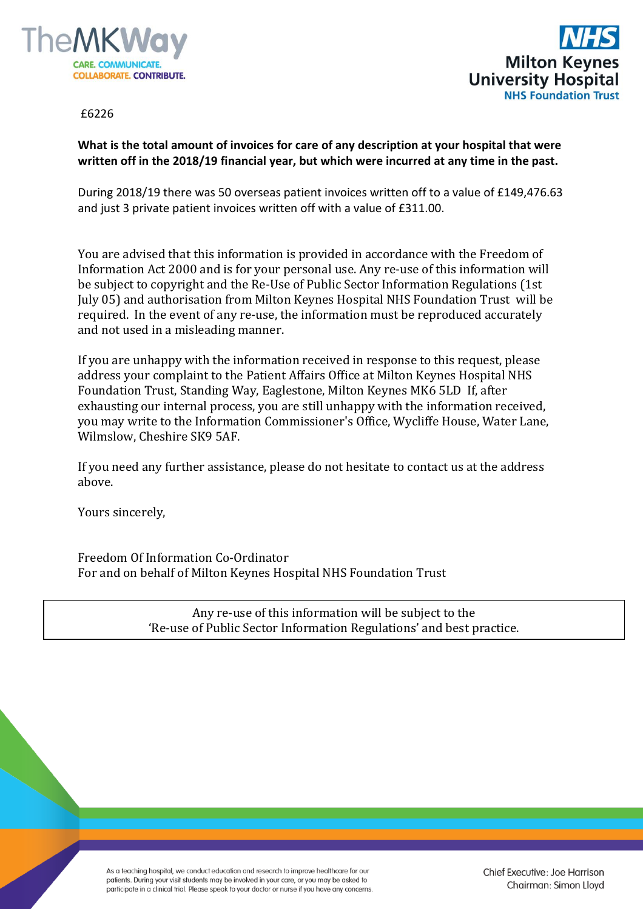£6226

**What is the total amount of invoices for care of any description at your hospital that were written off in the 2018/19 financial year, but which were incurred at any time in the past.**

During 2018/19 there was 50 overseas patient invoices written off to a value of £149,476.63 and just 3 private patient invoices written off with a value of £311.00.

You are advised that this information is provided in accordance with the Freedom of Information Act 2000 and is for your personal use. Any re-use of this information will be subject to copyright and the Re-Use of Public Sector Information Regulations (1st July 05) and authorisation from Milton Keynes Hospital NHS Foundation Trust will be required. In the event of any re-use, the information must be reproduced accurately and not used in a misleading manner.

If you are unhappy with the information received in response to this request, please address your complaint to the Patient Affairs Office at Milton Keynes Hospital NHS Foundation Trust, Standing Way, Eaglestone, Milton Keynes MK6 5LD If, after exhausting our internal process, you are still unhappy with the information received, you may write to the Information Commissioner's Office, Wycliffe House, Water Lane, Wilmslow, Cheshire SK9 5AF.

If you need any further assistance, please do not hesitate to contact us at the address above.

Yours sincerely,

Freedom Of Information Co-Ordinator
For and on behalf of Milton Keynes Hospital NHS Foundation Trust

Any re-use of this information will be subject to the
'Re-use of Public Sector Information Regulations' and best practice.